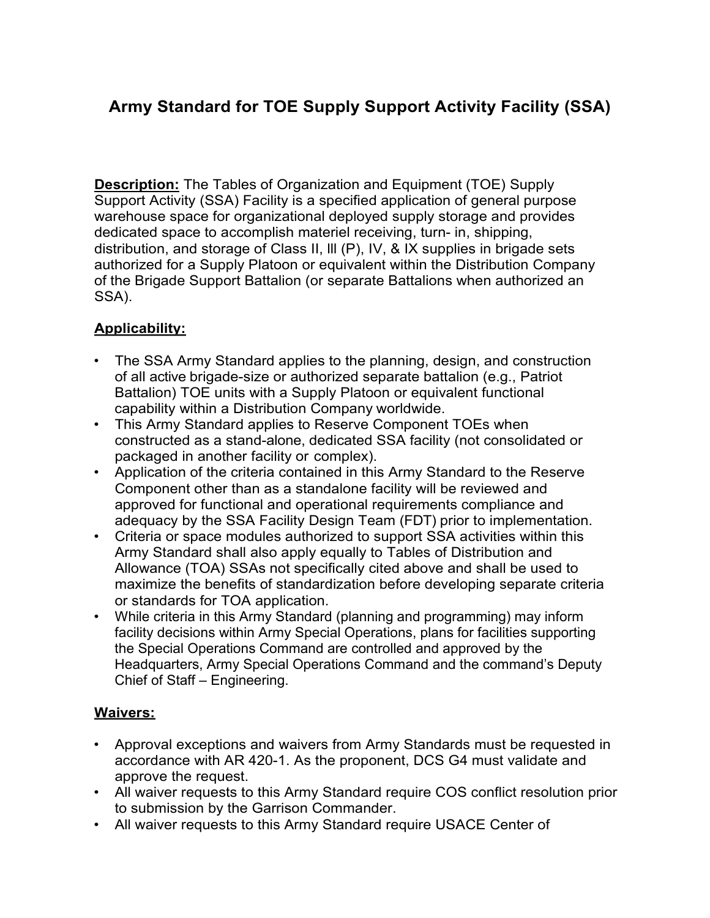# Army Standard for TOE Supply Support Activity Facility (SSA)

**Description:** The Tables of Organization and Equipment (TOE) Supply Support Activity (SSA) Facility is a specified application of general purpose warehouse space for organizational deployed supply storage and provides dedicated space to accomplish materiel receiving, turn- in, shipping, distribution, and storage of Class II, lll (P), IV, & IX supplies in brigade sets authorized for a Supply Platoon or equivalent within the Distribution Company of the Brigade Support Battalion (or separate Battalions when authorized an SSA).

## Applicability:

- The SSA Army Standard applies to the planning, design, and construction of all active brigade-size or authorized separate battalion (e.g., Patriot Battalion) TOE units with a Supply Platoon or equivalent functional capability within a Distribution Company worldwide.
- This Army Standard applies to Reserve Component TOEs when constructed as a stand-alone, dedicated SSA facility (not consolidated or packaged in another facility or complex).
- Application of the criteria contained in this Army Standard to the Reserve Component other than as a standalone facility will be reviewed and approved for functional and operational requirements compliance and adequacy by the SSA Facility Design Team (FDT) prior to implementation.
- Criteria or space modules authorized to support SSA activities within this Army Standard shall also apply equally to Tables of Distribution and Allowance (TOA) SSAs not specifically cited above and shall be used to maximize the benefits of standardization before developing separate criteria or standards for TOA application.
- While criteria in this Army Standard (planning and programming) may inform facility decisions within Army Special Operations, plans for facilities supporting the Special Operations Command are controlled and approved by the Headquarters, Army Special Operations Command and the command's Deputy Chief of Staff – Engineering.

## Waivers:

- Approval exceptions and waivers from Army Standards must be requested in accordance with AR 420-1. As the proponent, DCS G4 must validate and approve the request.
- All waiver requests to this Army Standard require COS conflict resolution prior to submission by the Garrison Commander.
- All waiver requests to this Army Standard require USACE Center of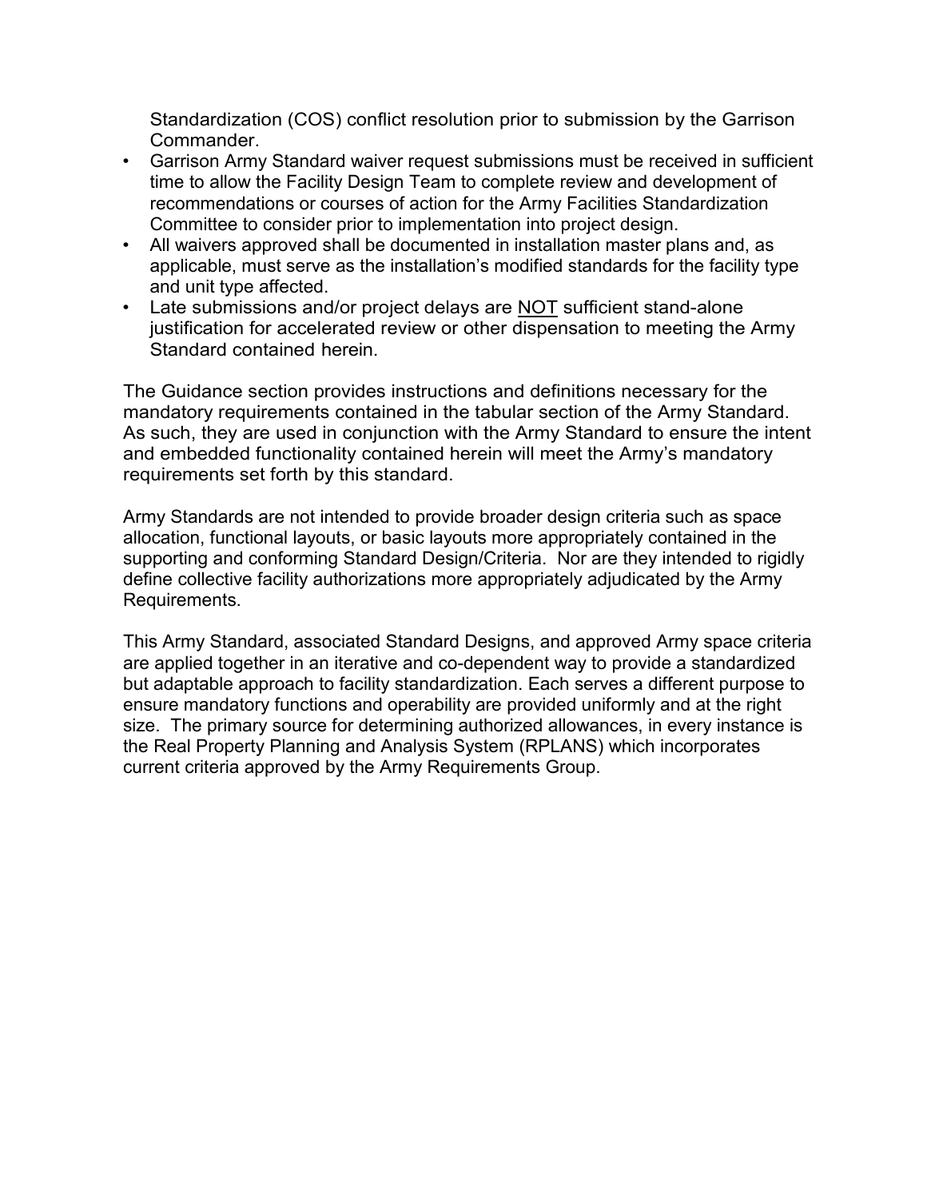Standardization (COS) conflict resolution prior to submission by the Garrison Commander.

- Garrison Army Standard waiver request submissions must be received in sufficient time to allow the Facility Design Team to complete review and development of recommendations or courses of action for the Army Facilities Standardization Committee to consider prior to implementation into project design.
- All waivers approved shall be documented in installation master plans and, as applicable, must serve as the installation's modified standards for the facility type and unit type affected.
- Late submissions and/or project delays are <u>NOT</u> sufficient stand-alone justification for accelerated review or other dispensation to meeting the Army Standard contained herein.

The Guidance section provides instructions and definitions necessary for the mandatory requirements contained in the tabular section of the Army Standard. As such, they are used in conjunction with the Army Standard to ensure the intent and embedded functionality contained herein will meet the Army's mandatory requirements set forth by this standard.

Army Standards are not intended to provide broader design criteria such as space allocation, functional layouts, or basic layouts more appropriately contained in the supporting and conforming Standard Design/Criteria. Nor are they intended to rigidly define collective facility authorizations more appropriately adjudicated by the Army Requirements.

This Army Standard, associated Standard Designs, and approved Army space criteria are applied together in an iterative and co-dependent way to provide a standardized but adaptable approach to facility standardization. Each serves a different purpose to ensure mandatory functions and operability are provided uniformly and at the right size. The primary source for determining authorized allowances, in every instance is the Real Property Planning and Analysis System (RPLANS) which incorporates current criteria approved by the Army Requirements Group.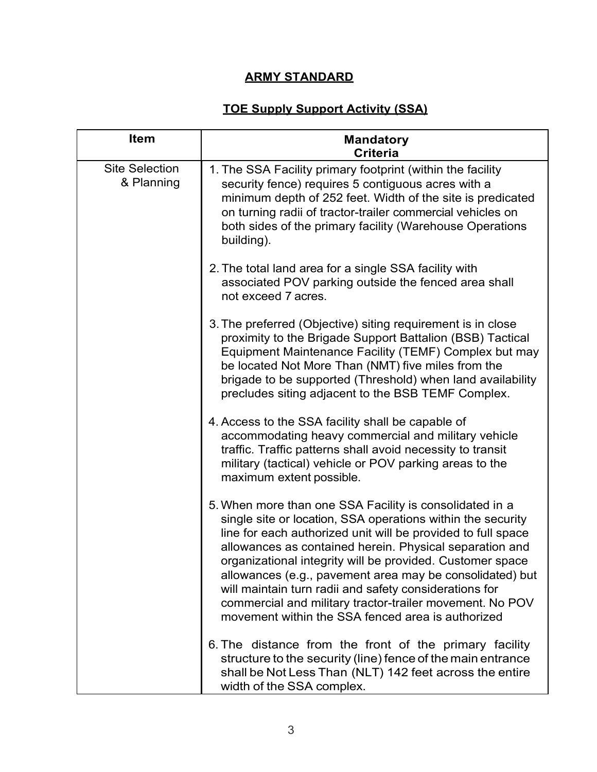# ARMY STANDARD

## TOE Supply Support Activity (SSA)

| Item | Mandatory Criteria |
|---|---|
| Site Selection & Planning | 1. The SSA Facility primary footprint (within the facility security fence) requires 5 contiguous acres with a minimum depth of 252 feet. Width of the site is predicated on turning radii of tractor-trailer commercial vehicles on both sides of the primary facility (Warehouse Operations building).<br><br>2. The total land area for a single SSA facility with associated POV parking outside the fenced area shall not exceed 7 acres.<br><br>3. The preferred (Objective) siting requirement is in close proximity to the Brigade Support Battalion (BSB) Tactical Equipment Maintenance Facility (TEMF) Complex but may be located Not More Than (NMT) five miles from the brigade to be supported (Threshold) when land availability precludes siting adjacent to the BSB TEMF Complex.<br><br>4. Access to the SSA facility shall be capable of accommodating heavy commercial and military vehicle traffic. Traffic patterns shall avoid necessity to transit military (tactical) vehicle or POV parking areas to the maximum extent possible.<br><br>5. When more than one SSA Facility is consolidated in a single site or location, SSA operations within the security line for each authorized unit will be provided to full space allowances as contained herein. Physical separation and organizational integrity will be provided. Customer space allowances (e.g., pavement area may be consolidated) but will maintain turn radii and safety considerations for commercial and military tractor-trailer movement. No POV movement within the SSA fenced area is authorized<br><br>6. The distance from the front of the primary facility structure to the security (line) fence of the main entrance shall be Not Less Than (NLT) 142 feet across the entire width of the SSA complex. |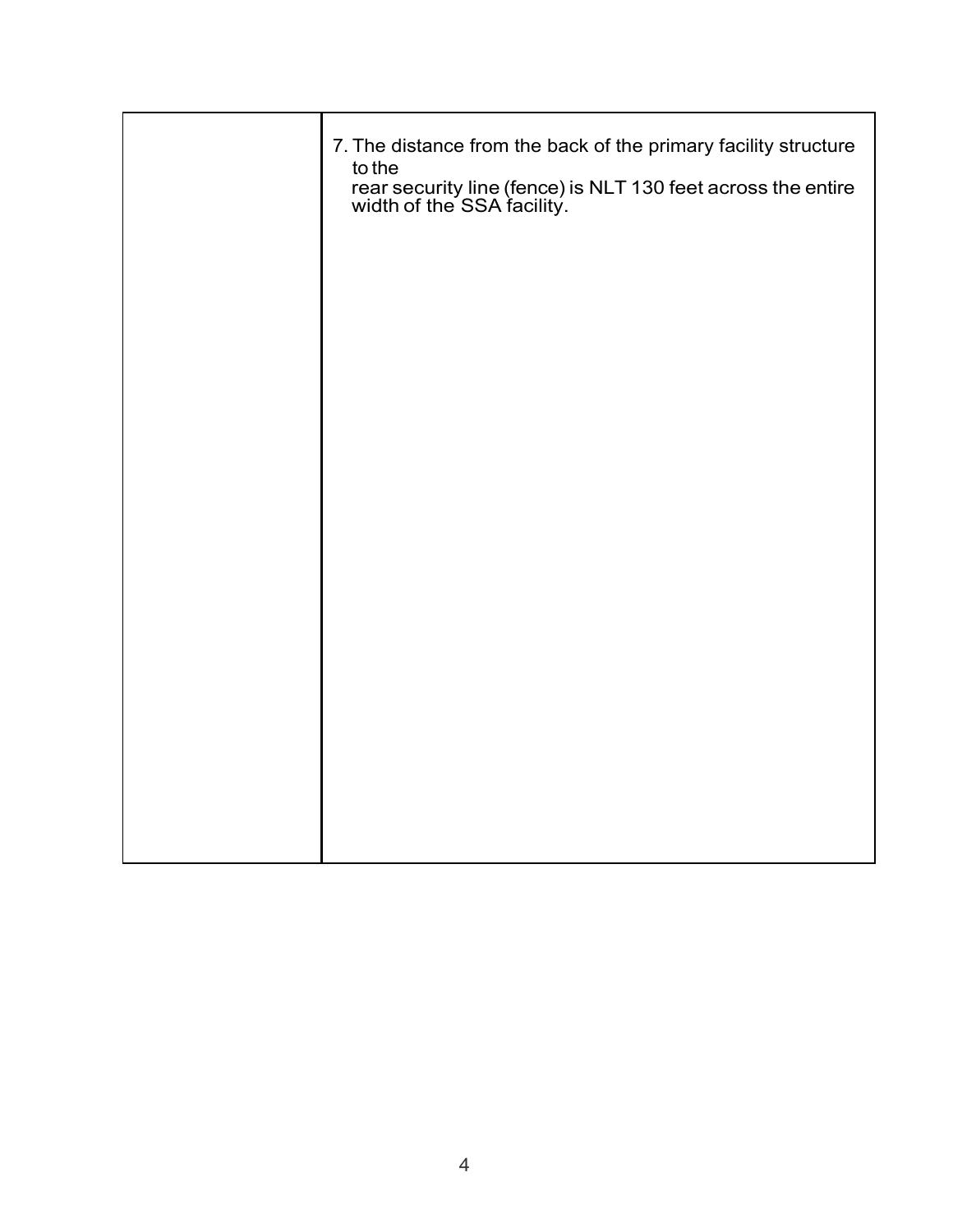| | |
|---|---|
| | 7. The distance from the back of the primary facility structure to the rear security line (fence) is NLT 130 feet across the entire width of the SSA facility. |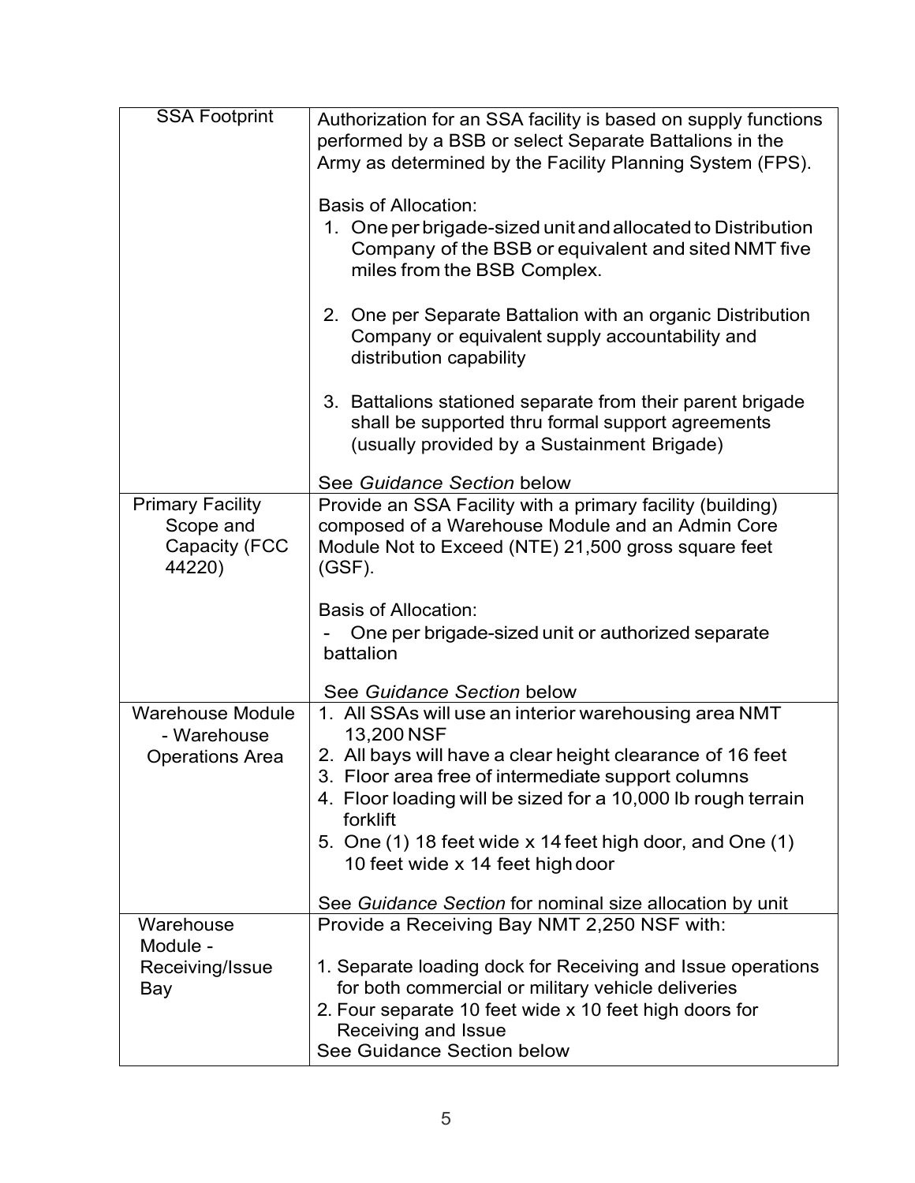| | |
|---|---|
| SSA Footprint | Authorization for an SSA facility is based on supply functions performed by a BSB or select Separate Battalions in the Army as determined by the Facility Planning System (FPS).<br><br>Basis of Allocation:<br>1. One per brigade-sized unit and allocated to Distribution Company of the BSB or equivalent and sited NMT five miles from the BSB Complex.<br><br>2. One per Separate Battalion with an organic Distribution Company or equivalent supply accountability and distribution capability<br><br>3. Battalions stationed separate from their parent brigade shall be supported thru formal support agreements (usually provided by a Sustainment Brigade)<br><br>See *Guidance Section* below |
| Primary Facility Scope and Capacity (FCC 44220) | Provide an SSA Facility with a primary facility (building) composed of a Warehouse Module and an Admin Core Module Not to Exceed (NTE) 21,500 gross square feet (GSF).<br><br>Basis of Allocation:<br>- One per brigade-sized unit or authorized separate battalion<br><br>See *Guidance Section* below |
| Warehouse Module - Warehouse Operations Area | 1. All SSAs will use an interior warehousing area NMT 13,200 NSF<br>2. All bays will have a clear height clearance of 16 feet<br>3. Floor area free of intermediate support columns<br>4. Floor loading will be sized for a 10,000 lb rough terrain forklift<br>5. One (1) 18 feet wide x 14 feet high door, and One (1) 10 feet wide x 14 feet high door<br><br>See *Guidance Section* for nominal size allocation by unit |
| Warehouse Module - Receiving/Issue Bay | Provide a Receiving Bay NMT 2,250 NSF with:<br><br>1. Separate loading dock for Receiving and Issue operations for both commercial or military vehicle deliveries<br>2. Four separate 10 feet wide x 10 feet high doors for Receiving and Issue<br>See Guidance Section below |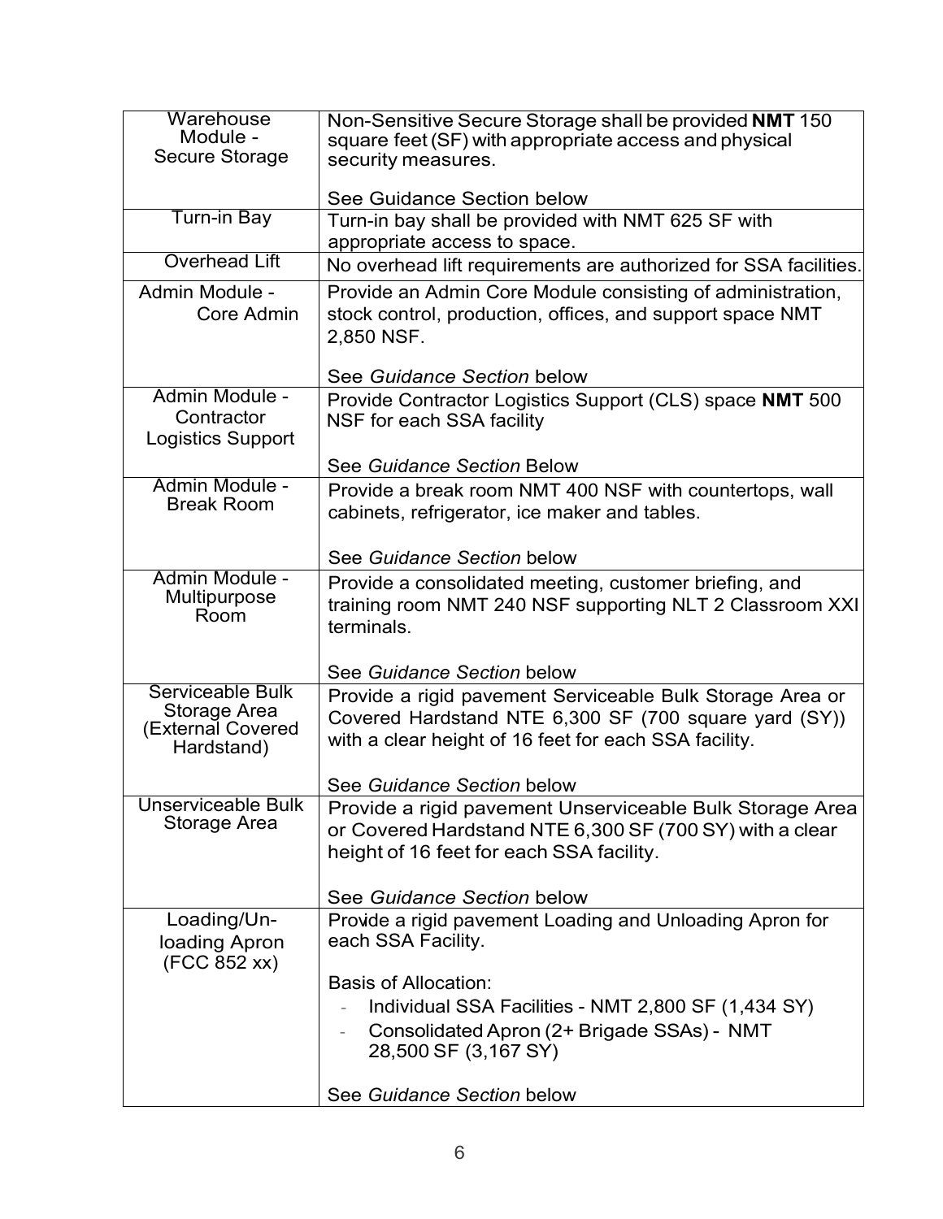| | |
|---|---|
| Warehouse Module - Secure Storage | Non-Sensitive Secure Storage shall be provided **NMT** 150 square feet (SF) with appropriate access and physical security measures.<br><br>See Guidance Section below |
| Turn-in Bay | Turn-in bay shall be provided with NMT 625 SF with appropriate access to space. |
| Overhead Lift | No overhead lift requirements are authorized for SSA facilities. |
| Admin Module - Core Admin | Provide an Admin Core Module consisting of administration, stock control, production, offices, and support space NMT 2,850 NSF.<br><br>See *Guidance Section* below |
| Admin Module - Contractor Logistics Support | Provide Contractor Logistics Support (CLS) space **NMT** 500 NSF for each SSA facility<br><br>See *Guidance Section* Below |
| Admin Module - Break Room | Provide a break room NMT 400 NSF with countertops, wall cabinets, refrigerator, ice maker and tables.<br><br>See *Guidance Section* below |
| Admin Module - Multipurpose Room | Provide a consolidated meeting, customer briefing, and training room NMT 240 NSF supporting NLT 2 Classroom XXI terminals.<br><br>See *Guidance Section* below |
| Serviceable Bulk Storage Area (External Covered Hardstand) | Provide a rigid pavement Serviceable Bulk Storage Area or Covered Hardstand NTE 6,300 SF (700 square yard (SY)) with a clear height of 16 feet for each SSA facility.<br><br>See *Guidance Section* below |
| Unserviceable Bulk Storage Area | Provide a rigid pavement Unserviceable Bulk Storage Area or Covered Hardstand NTE 6,300 SF (700 SY) with a clear height of 16 feet for each SSA facility.<br><br>See *Guidance Section* below |
| Loading/Un-loading Apron (FCC 852 xx) | Provide a rigid pavement Loading and Unloading Apron for each SSA Facility.<br><br>Basis of Allocation:<br>- Individual SSA Facilities - NMT 2,800 SF (1,434 SY)<br>- Consolidated Apron (2+ Brigade SSAs) - NMT 28,500 SF (3,167 SY)<br><br>See *Guidance Section* below |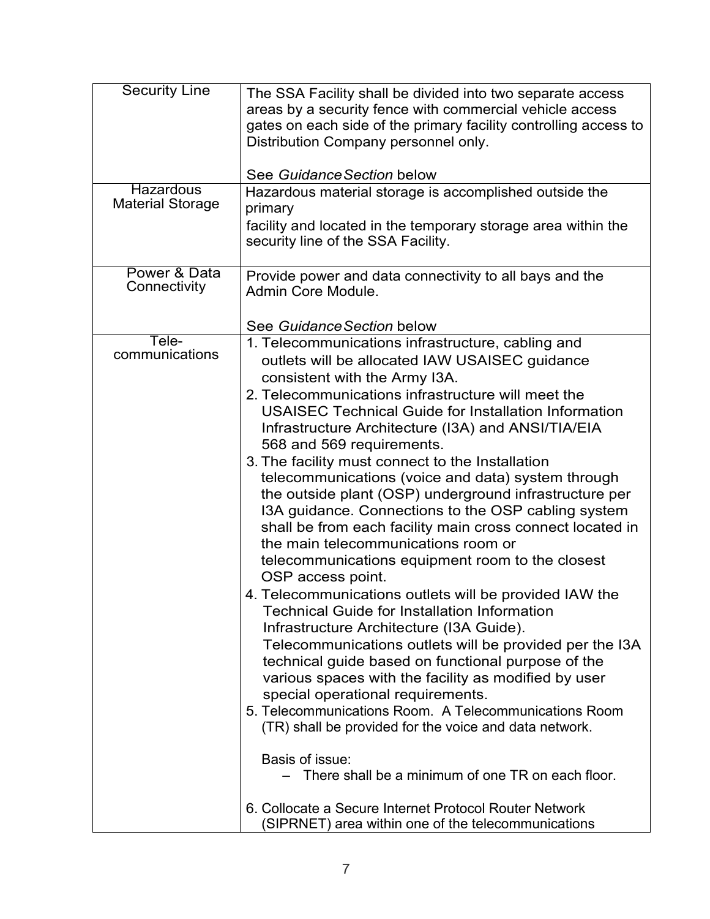| | |
|---|---|
| Security Line | The SSA Facility shall be divided into two separate access areas by a security fence with commercial vehicle access gates on each side of the primary facility controlling access to Distribution Company personnel only.<br><br>See *Guidance Section* below |
| Hazardous Material Storage | Hazardous material storage is accomplished outside the primary<br>facility and located in the temporary storage area within the security line of the SSA Facility. |
| Power & Data Connectivity | Provide power and data connectivity to all bays and the Admin Core Module.<br><br>See *Guidance Section* below |
| Tele-communications | 1. Telecommunications infrastructure, cabling and outlets will be allocated IAW USAISEC guidance consistent with the Army I3A.<br>2. Telecommunications infrastructure will meet the USAISEC Technical Guide for Installation Information Infrastructure Architecture (I3A) and ANSI/TIA/EIA 568 and 569 requirements.<br>3. The facility must connect to the Installation telecommunications (voice and data) system through the outside plant (OSP) underground infrastructure per I3A guidance. Connections to the OSP cabling system shall be from each facility main cross connect located in the main telecommunications room or telecommunications equipment room to the closest OSP access point.<br>4. Telecommunications outlets will be provided IAW the Technical Guide for Installation Information Infrastructure Architecture (I3A Guide). Telecommunications outlets will be provided per the I3A technical guide based on functional purpose of the various spaces with the facility as modified by user special operational requirements.<br>5. Telecommunications Room. A Telecommunications Room (TR) shall be provided for the voice and data network.<br><br>Basis of issue:<br>– There shall be a minimum of one TR on each floor.<br><br>6. Collocate a Secure Internet Protocol Router Network (SIPRNET) area within one of the telecommunications |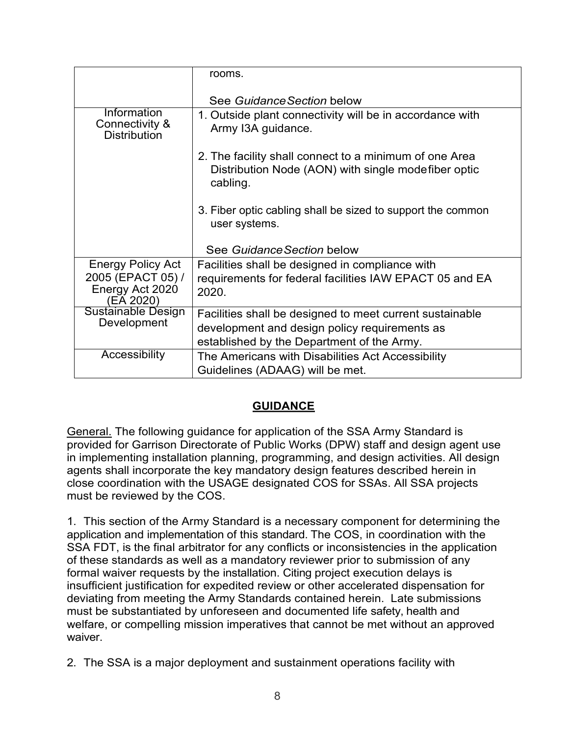| | |
|---|---|
| | rooms.<br><br>See *Guidance Section* below |
| Information Connectivity & Distribution | 1. Outside plant connectivity will be in accordance with Army I3A guidance.<br><br>2. The facility shall connect to a minimum of one Area Distribution Node (AON) with single mode fiber optic cabling.<br><br>3. Fiber optic cabling shall be sized to support the common user systems.<br><br>See *Guidance Section* below |
| Energy Policy Act 2005 (EPACT 05) / Energy Act 2020 (EA 2020) | Facilities shall be designed in compliance with requirements for federal facilities IAW EPACT 05 and EA 2020. |
| Sustainable Design Development | Facilities shall be designed to meet current sustainable development and design policy requirements as established by the Department of the Army. |
| Accessibility | The Americans with Disabilities Act Accessibility Guidelines (ADAAG) will be met. |

## GUIDANCE

General. The following guidance for application of the SSA Army Standard is provided for Garrison Directorate of Public Works (DPW) staff and design agent use in implementing installation planning, programming, and design activities. All design agents shall incorporate the key mandatory design features described herein in close coordination with the USAGE designated COS for SSAs. All SSA projects must be reviewed by the COS.

1. This section of the Army Standard is a necessary component for determining the application and implementation of this standard. The COS, in coordination with the SSA FDT, is the final arbitrator for any conflicts or inconsistencies in the application of these standards as well as a mandatory reviewer prior to submission of any formal waiver requests by the installation. Citing project execution delays is insufficient justification for expedited review or other accelerated dispensation for deviating from meeting the Army Standards contained herein. Late submissions must be substantiated by unforeseen and documented life safety, health and welfare, or compelling mission imperatives that cannot be met without an approved waiver.

2. The SSA is a major deployment and sustainment operations facility with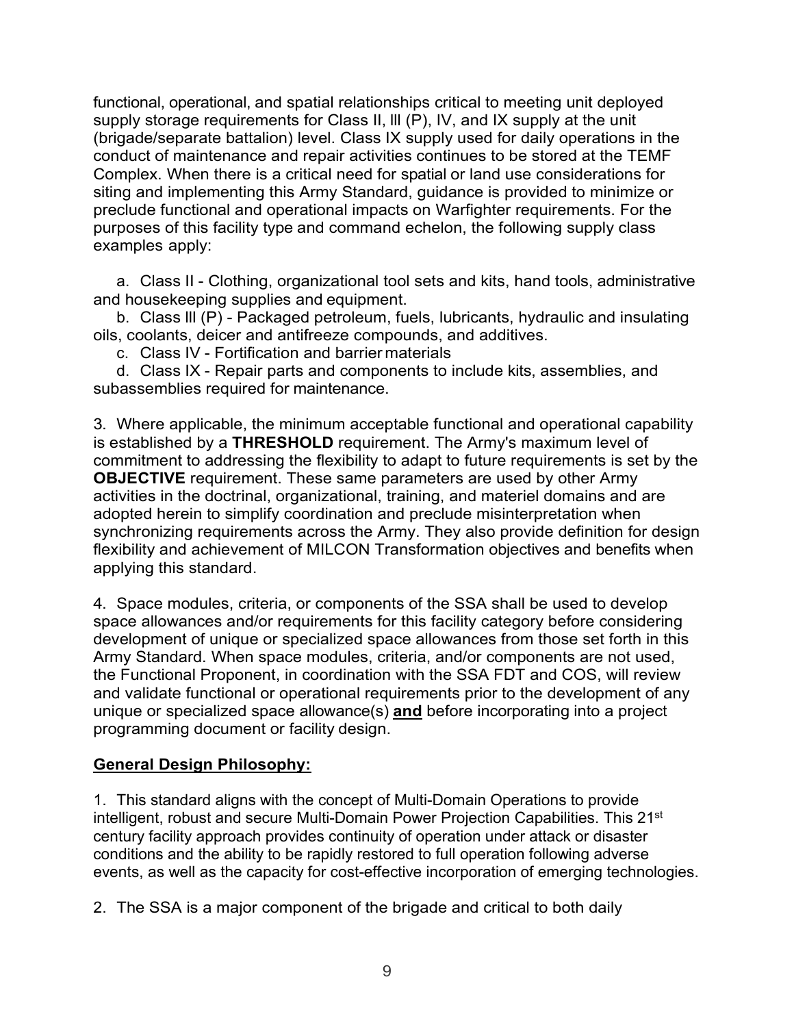functional, operational, and spatial relationships critical to meeting unit deployed supply storage requirements for Class II, III (P), IV, and IX supply at the unit (brigade/separate battalion) level. Class IX supply used for daily operations in the conduct of maintenance and repair activities continues to be stored at the TEMF Complex. When there is a critical need for spatial or land use considerations for siting and implementing this Army Standard, guidance is provided to minimize or preclude functional and operational impacts on Warfighter requirements. For the purposes of this facility type and command echelon, the following supply class examples apply:

a. Class II - Clothing, organizational tool sets and kits, hand tools, administrative and housekeeping supplies and equipment.
b. Class III (P) - Packaged petroleum, fuels, lubricants, hydraulic and insulating oils, coolants, deicer and antifreeze compounds, and additives.
c. Class IV - Fortification and barrier materials
d. Class IX - Repair parts and components to include kits, assemblies, and subassemblies required for maintenance.

3. Where applicable, the minimum acceptable functional and operational capability is established by a **THRESHOLD** requirement. The Army's maximum level of commitment to addressing the flexibility to adapt to future requirements is set by the **OBJECTIVE** requirement. These same parameters are used by other Army activities in the doctrinal, organizational, training, and materiel domains and are adopted herein to simplify coordination and preclude misinterpretation when synchronizing requirements across the Army. They also provide definition for design flexibility and achievement of MILCON Transformation objectives and benefits when applying this standard.

4. Space modules, criteria, or components of the SSA shall be used to develop space allowances and/or requirements for this facility category before considering development of unique or specialized space allowances from those set forth in this Army Standard. When space modules, criteria, and/or components are not used, the Functional Proponent, in coordination with the SSA FDT and COS, will review and validate functional or operational requirements prior to the development of any unique or specialized space allowance(s) **and** before incorporating into a project programming document or facility design.

## General Design Philosophy:

1. This standard aligns with the concept of Multi-Domain Operations to provide intelligent, robust and secure Multi-Domain Power Projection Capabilities. This 21st century facility approach provides continuity of operation under attack or disaster conditions and the ability to be rapidly restored to full operation following adverse events, as well as the capacity for cost-effective incorporation of emerging technologies.

2. The SSA is a major component of the brigade and critical to both daily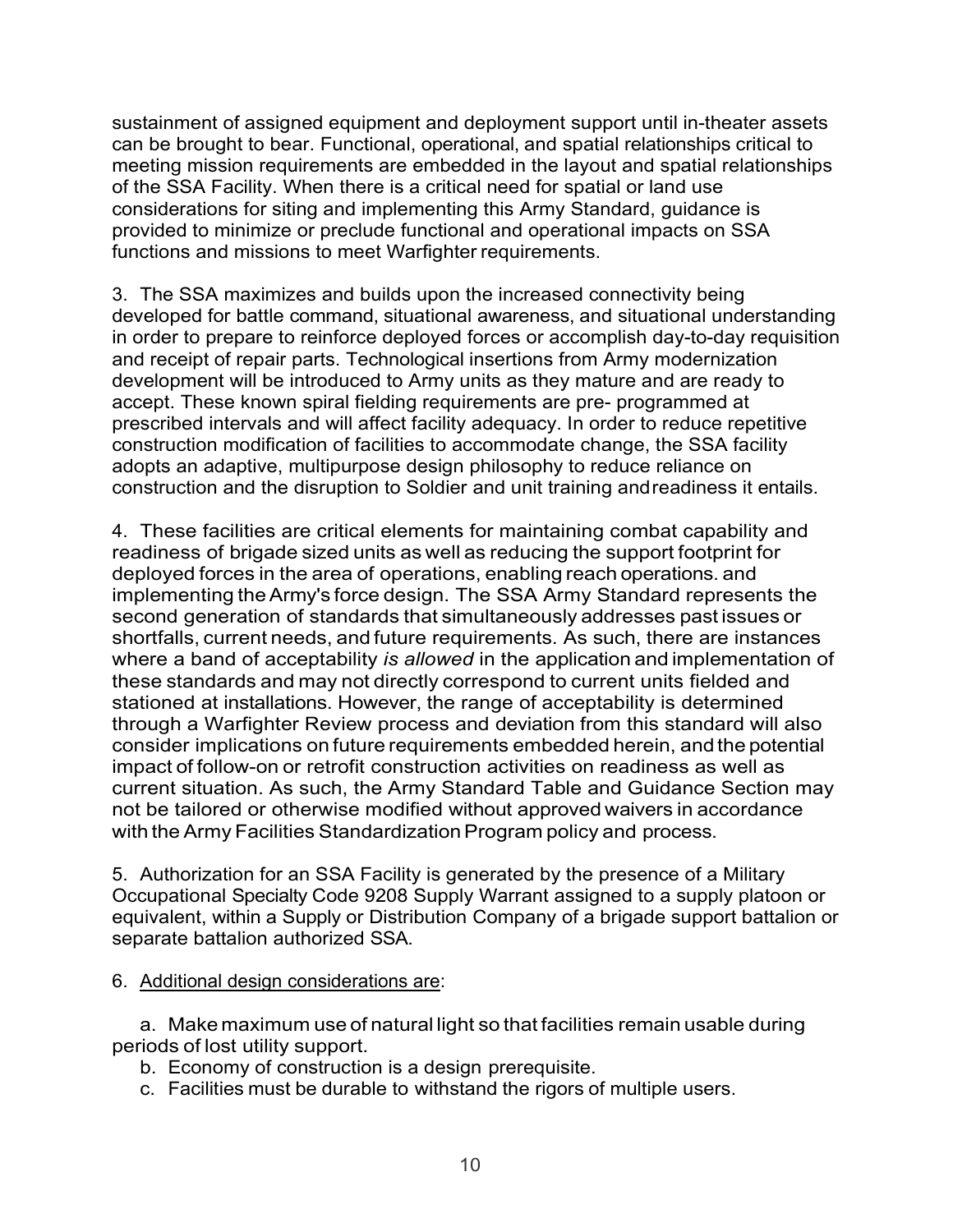sustainment of assigned equipment and deployment support until in-theater assets can be brought to bear. Functional, operational, and spatial relationships critical to meeting mission requirements are embedded in the layout and spatial relationships of the SSA Facility. When there is a critical need for spatial or land use considerations for siting and implementing this Army Standard, guidance is provided to minimize or preclude functional and operational impacts on SSA functions and missions to meet Warfighter requirements.

3. The SSA maximizes and builds upon the increased connectivity being developed for battle command, situational awareness, and situational understanding in order to prepare to reinforce deployed forces or accomplish day-to-day requisition and receipt of repair parts. Technological insertions from Army modernization development will be introduced to Army units as they mature and are ready to accept. These known spiral fielding requirements are pre- programmed at prescribed intervals and will affect facility adequacy. In order to reduce repetitive construction modification of facilities to accommodate change, the SSA facility adopts an adaptive, multipurpose design philosophy to reduce reliance on construction and the disruption to Soldier and unit training andreadiness it entails.

4. These facilities are critical elements for maintaining combat capability and readiness of brigade sized units as well as reducing the support footprint for deployed forces in the area of operations, enabling reach operations. and implementing the Army's force design. The SSA Army Standard represents the second generation of standards that simultaneously addresses past issues or shortfalls, current needs, and future requirements. As such, there are instances where a band of acceptability *is allowed* in the application and implementation of these standards and may not directly correspond to current units fielded and stationed at installations. However, the range of acceptability is determined through a Warfighter Review process and deviation from this standard will also consider implications on future requirements embedded herein, and the potential impact of follow-on or retrofit construction activities on readiness as well as current situation. As such, the Army Standard Table and Guidance Section may not be tailored or otherwise modified without approved waivers in accordance with the Army Facilities Standardization Program policy and process.

5. Authorization for an SSA Facility is generated by the presence of a Military Occupational Specialty Code 9208 Supply Warrant assigned to a supply platoon or equivalent, within a Supply or Distribution Company of a brigade support battalion or separate battalion authorized SSA.

6. Additional design considerations are:

a. Make maximum use of natural light so that facilities remain usable during periods of lost utility support.

b. Economy of construction is a design prerequisite.

c. Facilities must be durable to withstand the rigors of multiple users.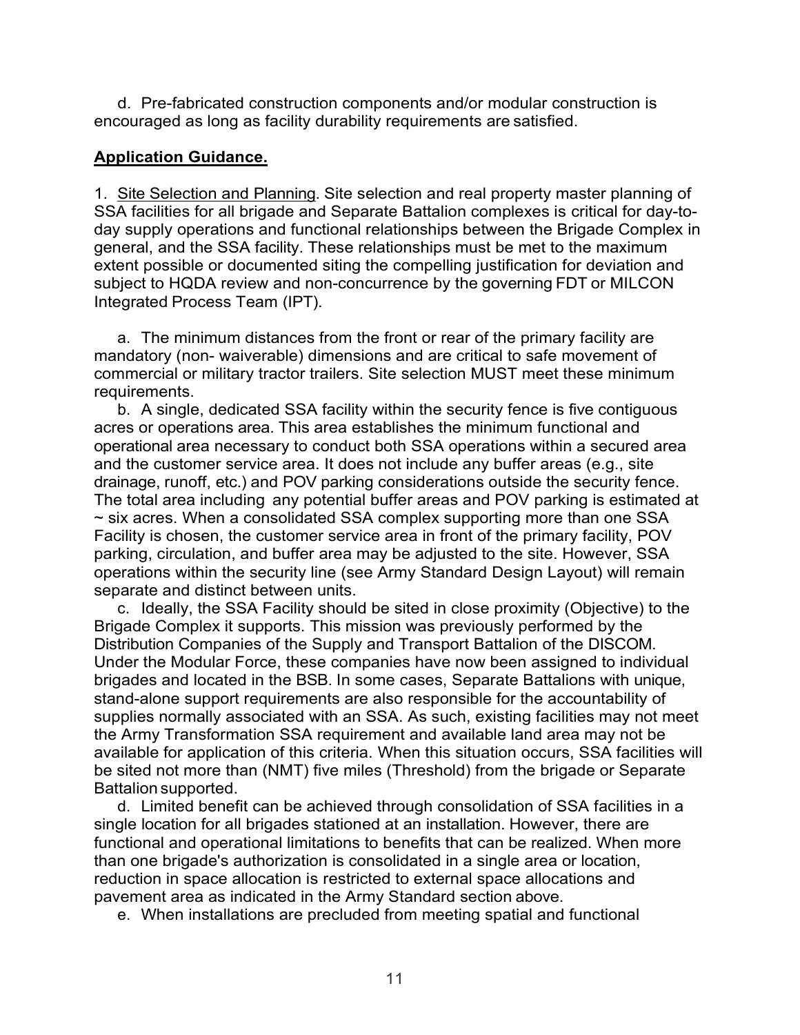d. Pre-fabricated construction components and/or modular construction is encouraged as long as facility durability requirements are satisfied.

**Application Guidance.**

1. Site Selection and Planning. Site selection and real property master planning of SSA facilities for all brigade and Separate Battalion complexes is critical for day-to-day supply operations and functional relationships between the Brigade Complex in general, and the SSA facility. These relationships must be met to the maximum extent possible or documented siting the compelling justification for deviation and subject to HQDA review and non-concurrence by the governing FDT or MILCON Integrated Process Team (IPT).

a. The minimum distances from the front or rear of the primary facility are mandatory (non- waiverable) dimensions and are critical to safe movement of commercial or military tractor trailers. Site selection MUST meet these minimum requirements.

b. A single, dedicated SSA facility within the security fence is five contiguous acres or operations area. This area establishes the minimum functional and operational area necessary to conduct both SSA operations within a secured area and the customer service area. It does not include any buffer areas (e.g., site drainage, runoff, etc.) and POV parking considerations outside the security fence. The total area including any potential buffer areas and POV parking is estimated at ~ six acres. When a consolidated SSA complex supporting more than one SSA Facility is chosen, the customer service area in front of the primary facility, POV parking, circulation, and buffer area may be adjusted to the site. However, SSA operations within the security line (see Army Standard Design Layout) will remain separate and distinct between units.

c. Ideally, the SSA Facility should be sited in close proximity (Objective) to the Brigade Complex it supports. This mission was previously performed by the Distribution Companies of the Supply and Transport Battalion of the DISCOM. Under the Modular Force, these companies have now been assigned to individual brigades and located in the BSB. In some cases, Separate Battalions with unique, stand-alone support requirements are also responsible for the accountability of supplies normally associated with an SSA. As such, existing facilities may not meet the Army Transformation SSA requirement and available land area may not be available for application of this criteria. When this situation occurs, SSA facilities will be sited not more than (NMT) five miles (Threshold) from the brigade or Separate Battalion supported.

d. Limited benefit can be achieved through consolidation of SSA facilities in a single location for all brigades stationed at an installation. However, there are functional and operational limitations to benefits that can be realized. When more than one brigade's authorization is consolidated in a single area or location, reduction in space allocation is restricted to external space allocations and pavement area as indicated in the Army Standard section above.

e. When installations are precluded from meeting spatial and functional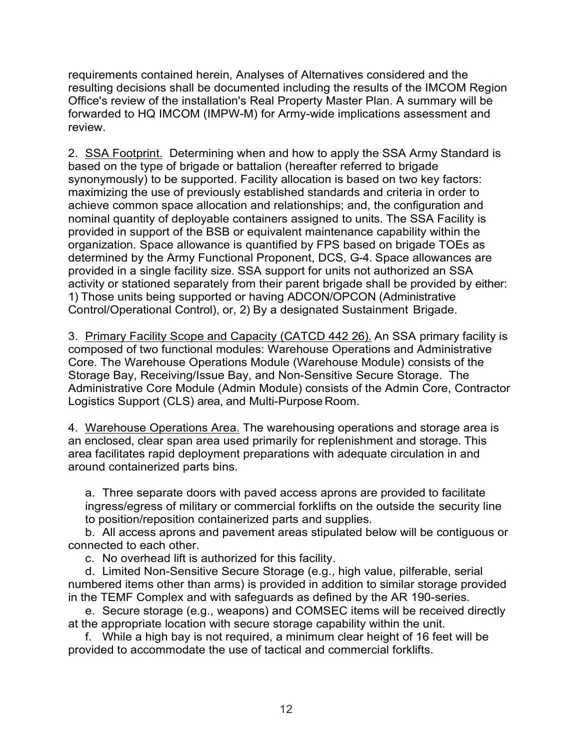requirements contained herein, Analyses of Alternatives considered and the resulting decisions shall be documented including the results of the IMCOM Region Office's review of the installation's Real Property Master Plan. A summary will be forwarded to HQ IMCOM (IMPW-M) for Army-wide implications assessment and review.

2. SSA Footprint. Determining when and how to apply the SSA Army Standard is based on the type of brigade or battalion (hereafter referred to brigade synonymously) to be supported. Facility allocation is based on two key factors: maximizing the use of previously established standards and criteria in order to achieve common space allocation and relationships; and, the configuration and nominal quantity of deployable containers assigned to units. The SSA Facility is provided in support of the BSB or equivalent maintenance capability within the organization. Space allowance is quantified by FPS based on brigade TOEs as determined by the Army Functional Proponent, DCS, G-4. Space allowances are provided in a single facility size. SSA support for units not authorized an SSA activity or stationed separately from their parent brigade shall be provided by either: 1) Those units being supported or having ADCON/OPCON (Administrative Control/Operational Control), or, 2) By a designated Sustainment Brigade.

3. Primary Facility Scope and Capacity (CATCD 442 26). An SSA primary facility is composed of two functional modules: Warehouse Operations and Administrative Core. The Warehouse Operations Module (Warehouse Module) consists of the Storage Bay, Receiving/Issue Bay, and Non-Sensitive Secure Storage. The Administrative Core Module (Admin Module) consists of the Admin Core, Contractor Logistics Support (CLS) area, and Multi-Purpose Room.

4. Warehouse Operations Area. The warehousing operations and storage area is an enclosed, clear span area used primarily for replenishment and storage. This area facilitates rapid deployment preparations with adequate circulation in and around containerized parts bins.

a. Three separate doors with paved access aprons are provided to facilitate ingress/egress of military or commercial forklifts on the outside the security line to position/reposition containerized parts and supplies.

b. All access aprons and pavement areas stipulated below will be contiguous or connected to each other.

c. No overhead lift is authorized for this facility.

d. Limited Non-Sensitive Secure Storage (e.g., high value, pilferable, serial numbered items other than arms) is provided in addition to similar storage provided in the TEMF Complex and with safeguards as defined by the AR 190-series.

e. Secure storage (e.g., weapons) and COMSEC items will be received directly at the appropriate location with secure storage capability within the unit.

f. While a high bay is not required, a minimum clear height of 16 feet will be provided to accommodate the use of tactical and commercial forklifts.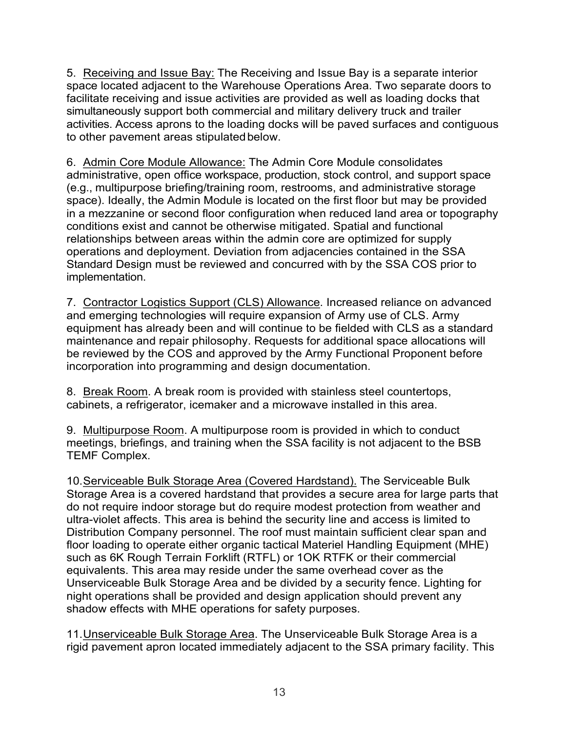5. Receiving and Issue Bay: The Receiving and Issue Bay is a separate interior space located adjacent to the Warehouse Operations Area. Two separate doors to facilitate receiving and issue activities are provided as well as loading docks that simultaneously support both commercial and military delivery truck and trailer activities. Access aprons to the loading docks will be paved surfaces and contiguous to other pavement areas stipulated below.

6. Admin Core Module Allowance: The Admin Core Module consolidates administrative, open office workspace, production, stock control, and support space (e.g., multipurpose briefing/training room, restrooms, and administrative storage space). Ideally, the Admin Module is located on the first floor but may be provided in a mezzanine or second floor configuration when reduced land area or topography conditions exist and cannot be otherwise mitigated. Spatial and functional relationships between areas within the admin core are optimized for supply operations and deployment. Deviation from adjacencies contained in the SSA Standard Design must be reviewed and concurred with by the SSA COS prior to implementation.

7. Contractor Logistics Support (CLS) Allowance. Increased reliance on advanced and emerging technologies will require expansion of Army use of CLS. Army equipment has already been and will continue to be fielded with CLS as a standard maintenance and repair philosophy. Requests for additional space allocations will be reviewed by the COS and approved by the Army Functional Proponent before incorporation into programming and design documentation.

8. Break Room. A break room is provided with stainless steel countertops, cabinets, a refrigerator, icemaker and a microwave installed in this area.

9. Multipurpose Room. A multipurpose room is provided in which to conduct meetings, briefings, and training when the SSA facility is not adjacent to the BSB TEMF Complex.

10. Serviceable Bulk Storage Area (Covered Hardstand). The Serviceable Bulk Storage Area is a covered hardstand that provides a secure area for large parts that do not require indoor storage but do require modest protection from weather and ultra-violet affects. This area is behind the security line and access is limited to Distribution Company personnel. The roof must maintain sufficient clear span and floor loading to operate either organic tactical Materiel Handling Equipment (MHE) such as 6K Rough Terrain Forklift (RTFL) or 1OK RTFK or their commercial equivalents. This area may reside under the same overhead cover as the Unserviceable Bulk Storage Area and be divided by a security fence. Lighting for night operations shall be provided and design application should prevent any shadow effects with MHE operations for safety purposes.

11. Unserviceable Bulk Storage Area. The Unserviceable Bulk Storage Area is a rigid pavement apron located immediately adjacent to the SSA primary facility. This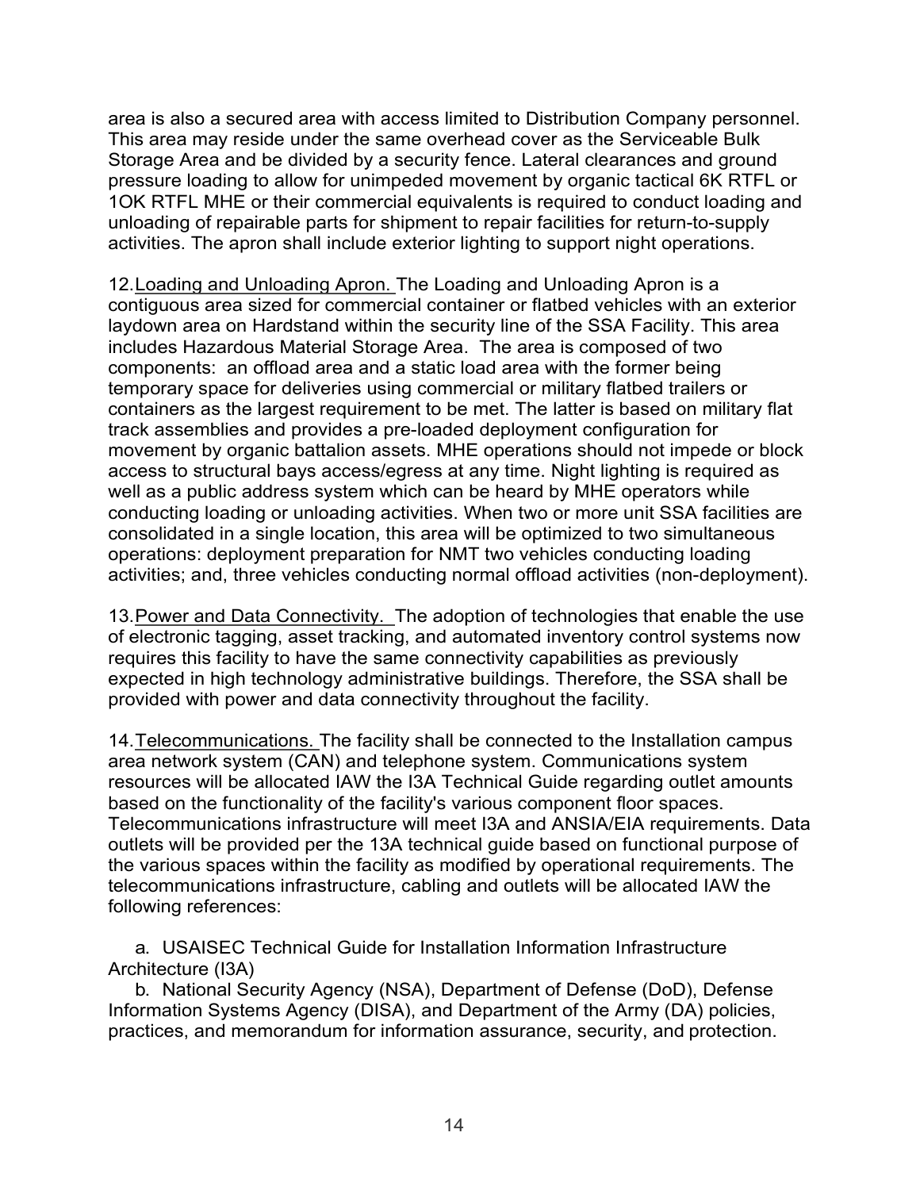area is also a secured area with access limited to Distribution Company personnel. This area may reside under the same overhead cover as the Serviceable Bulk Storage Area and be divided by a security fence. Lateral clearances and ground pressure loading to allow for unimpeded movement by organic tactical 6K RTFL or 1OK RTFL MHE or their commercial equivalents is required to conduct loading and unloading of repairable parts for shipment to repair facilities for return-to-supply activities. The apron shall include exterior lighting to support night operations.

12. Loading and Unloading Apron. The Loading and Unloading Apron is a contiguous area sized for commercial container or flatbed vehicles with an exterior laydown area on Hardstand within the security line of the SSA Facility. This area includes Hazardous Material Storage Area. The area is composed of two components: an offload area and a static load area with the former being temporary space for deliveries using commercial or military flatbed trailers or containers as the largest requirement to be met. The latter is based on military flat track assemblies and provides a pre-loaded deployment configuration for movement by organic battalion assets. MHE operations should not impede or block access to structural bays access/egress at any time. Night lighting is required as well as a public address system which can be heard by MHE operators while conducting loading or unloading activities. When two or more unit SSA facilities are consolidated in a single location, this area will be optimized to two simultaneous operations: deployment preparation for NMT two vehicles conducting loading activities; and, three vehicles conducting normal offload activities (non-deployment).

13. Power and Data Connectivity. The adoption of technologies that enable the use of electronic tagging, asset tracking, and automated inventory control systems now requires this facility to have the same connectivity capabilities as previously expected in high technology administrative buildings. Therefore, the SSA shall be provided with power and data connectivity throughout the facility.

14. Telecommunications. The facility shall be connected to the Installation campus area network system (CAN) and telephone system. Communications system resources will be allocated IAW the I3A Technical Guide regarding outlet amounts based on the functionality of the facility's various component floor spaces. Telecommunications infrastructure will meet I3A and ANSIA/EIA requirements. Data outlets will be provided per the 13A technical guide based on functional purpose of the various spaces within the facility as modified by operational requirements. The telecommunications infrastructure, cabling and outlets will be allocated IAW the following references:

a. USAISEC Technical Guide for Installation Information Infrastructure Architecture (I3A)

b. National Security Agency (NSA), Department of Defense (DoD), Defense Information Systems Agency (DISA), and Department of the Army (DA) policies, practices, and memorandum for information assurance, security, and protection.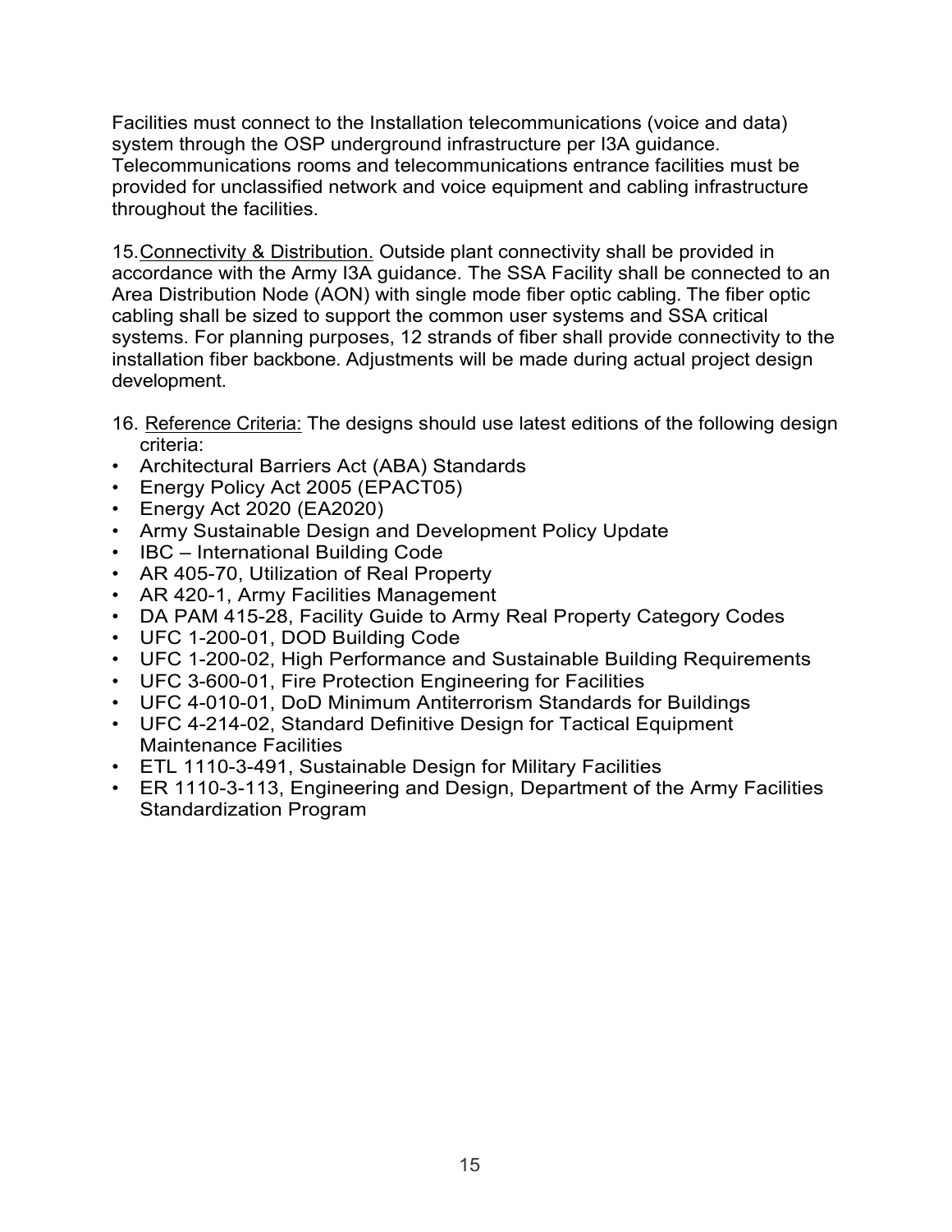Facilities must connect to the Installation telecommunications (voice and data) system through the OSP underground infrastructure per I3A guidance. Telecommunications rooms and telecommunications entrance facilities must be provided for unclassified network and voice equipment and cabling infrastructure throughout the facilities.

15. Connectivity & Distribution. Outside plant connectivity shall be provided in accordance with the Army I3A guidance. The SSA Facility shall be connected to an Area Distribution Node (AON) with single mode fiber optic cabling. The fiber optic cabling shall be sized to support the common user systems and SSA critical systems. For planning purposes, 12 strands of fiber shall provide connectivity to the installation fiber backbone. Adjustments will be made during actual project design development.

16. Reference Criteria: The designs should use latest editions of the following design criteria:

- Architectural Barriers Act (ABA) Standards
- Energy Policy Act 2005 (EPACT05)
- Energy Act 2020 (EA2020)
- Army Sustainable Design and Development Policy Update
- IBC – International Building Code
- AR 405-70, Utilization of Real Property
- AR 420-1, Army Facilities Management
- DA PAM 415-28, Facility Guide to Army Real Property Category Codes
- UFC 1-200-01, DOD Building Code
- UFC 1-200-02, High Performance and Sustainable Building Requirements
- UFC 3-600-01, Fire Protection Engineering for Facilities
- UFC 4-010-01, DoD Minimum Antiterrorism Standards for Buildings
- UFC 4-214-02, Standard Definitive Design for Tactical Equipment Maintenance Facilities
- ETL 1110-3-491, Sustainable Design for Military Facilities
- ER 1110-3-113, Engineering and Design, Department of the Army Facilities Standardization Program